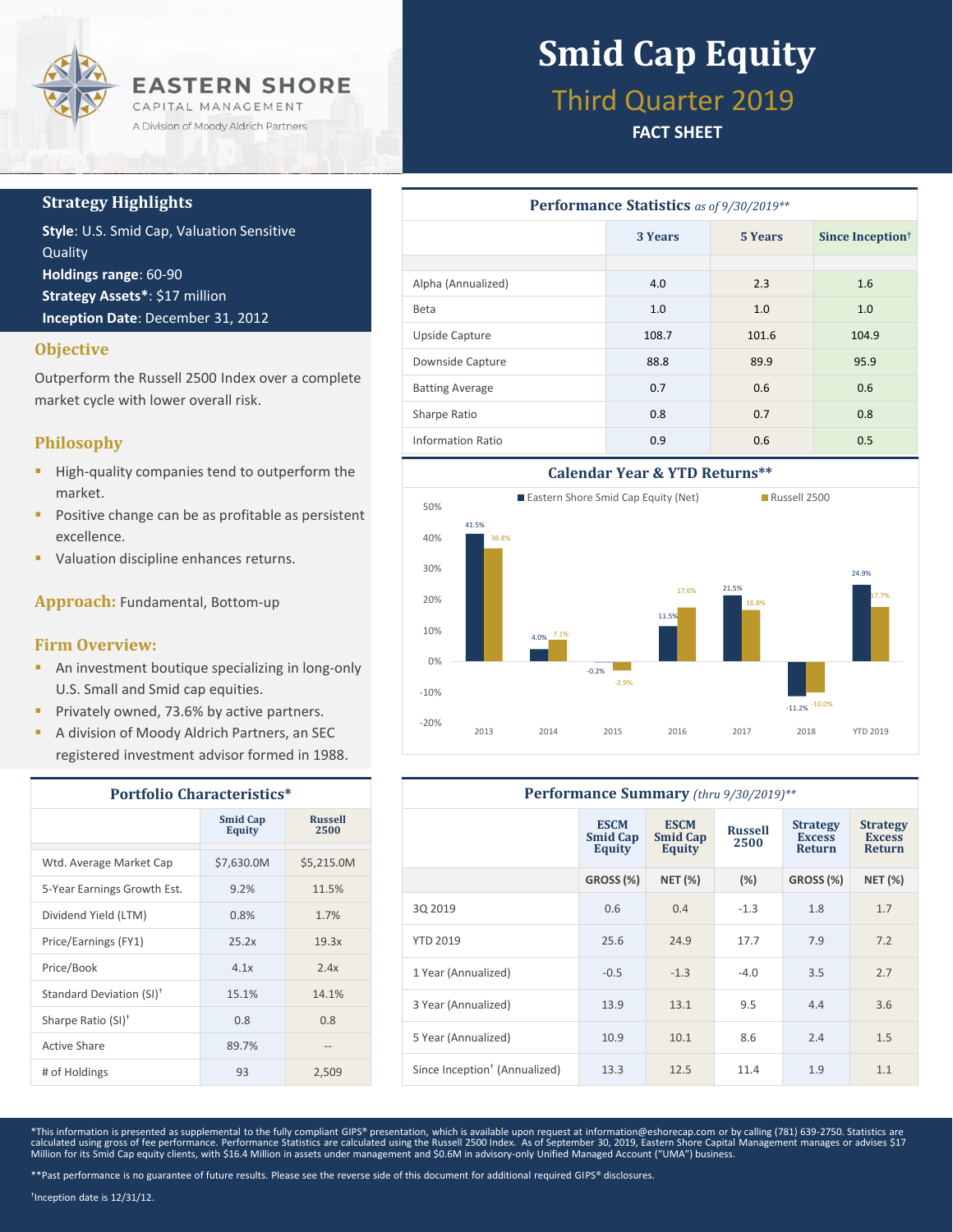EASTERN SHORE
CAPITAL MANAGEMENT
A Division of Moody Aldrich Partners

# Smid Cap Equity

## Third Quarter 2019

**FACT SHEET**

### Strategy Highlights

**Style**: U.S. Smid Cap, Valuation Sensitive Quality
**Holdings range**: 60-90
**Strategy Assets***: $17 million
**Inception Date**: December 31, 2012

### Objective

Outperform the Russell 2500 Index over a complete market cycle with lower overall risk.

### Philosophy

- High-quality companies tend to outperform the market.
- Positive change can be as profitable as persistent excellence.
- Valuation discipline enhances returns.

### Approach: Fundamental, Bottom-up

### Firm Overview:

- An investment boutique specializing in long-only U.S. Small and Smid cap equities.
- Privately owned, 73.6% by active partners.
- A division of Moody Aldrich Partners, an SEC registered investment advisor formed in 1988.

### Portfolio Characteristics*

| | Smid Cap Equity | Russell 2500 |
|---|---|---|
| Wtd. Average Market Cap | $7,630.0M | $5,215.0M |
| 5-Year Earnings Growth Est. | 9.2% | 11.5% |
| Dividend Yield (LTM) | 0.8% | 1.7% |
| Price/Earnings (FY1) | 25.2x | 19.3x |
| Price/Book | 4.1x | 2.4x |
| Standard Deviation (SI)† | 15.1% | 14.1% |
| Sharpe Ratio (SI)† | 0.8 | 0.8 |
| Active Share | 89.7% | -- |
| # of Holdings | 93 | 2,509 |

### Performance Statistics *as of 9/30/2019***

| | 3 Years | 5 Years | Since Inception† |
|---|---|---|---|
| Alpha (Annualized) | 4.0 | 2.3 | 1.6 |
| Beta | 1.0 | 1.0 | 1.0 |
| Upside Capture | 108.7 | 101.6 | 104.9 |
| Downside Capture | 88.8 | 89.9 | 95.9 |
| Batting Average | 0.7 | 0.6 | 0.6 |
| Sharpe Ratio | 0.8 | 0.7 | 0.8 |
| Information Ratio | 0.9 | 0.6 | 0.5 |

### Calendar Year & YTD Returns**

| | Eastern Shore Smid Cap Equity (Net) | Russell 2500 |
|---|---|---|
| 2013 | 41.5% | 36.8% |
| 2014 | 4.0% | 7.1% |
| 2015 | -0.2% | -2.9% |
| 2016 | 11.5% | 17.6% |
| 2017 | 21.5% | 16.8% |
| 2018 | -11.2% | -10.0% |
| YTD 2019 | 24.9% | 17.7% |

### Performance Summary *(thru 9/30/2019)***

| | ESCM Smid Cap Equity | ESCM Smid Cap Equity | Russell 2500 | Strategy Excess Return | Strategy Excess Return |
|---|---|---|---|---|---|
| | GROSS (%) | NET (%) | (%) | GROSS (%) | NET (%) |
| 3Q 2019 | 0.6 | 0.4 | -1.3 | 1.8 | 1.7 |
| YTD 2019 | 25.6 | 24.9 | 17.7 | 7.9 | 7.2 |
| 1 Year (Annualized) | -0.5 | -1.3 | -4.0 | 3.5 | 2.7 |
| 3 Year (Annualized) | 13.9 | 13.1 | 9.5 | 4.4 | 3.6 |
| 5 Year (Annualized) | 10.9 | 10.1 | 8.6 | 2.4 | 1.5 |
| Since Inception† (Annualized) | 13.3 | 12.5 | 11.4 | 1.9 | 1.1 |

*This information is presented as supplemental to the fully compliant GIPS® presentation, which is available upon request at information@eshorecap.com or by calling (781) 639-2750. Statistics are calculated using gross of fee performance. Performance Statistics are calculated using the Russell 2500 Index. As of September 30, 2019, Eastern Shore Capital Management manages or advises $17 Million for its Smid Cap equity clients, with $16.4 Million in assets under management and $0.6M in advisory-only Unified Managed Account ("UMA") business.

**Past performance is no guarantee of future results. Please see the reverse side of this document for additional required GIPS® disclosures.

†Inception date is 12/31/12.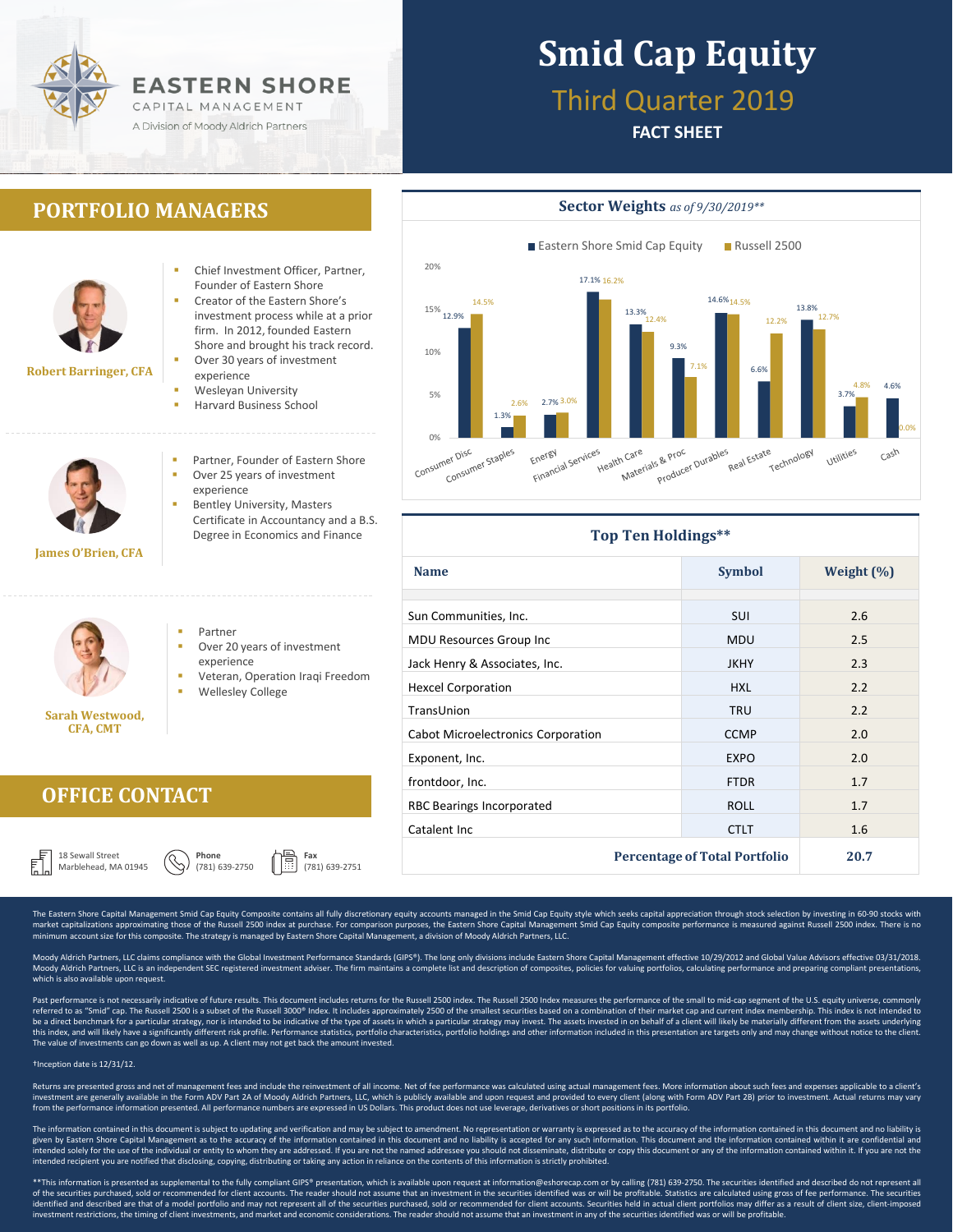EASTERN SHORE
CAPITAL MANAGEMENT
A Division of Moody Aldrich Partners

# Smid Cap Equity

## Third Quarter 2019

**FACT SHEET**

## PORTFOLIO MANAGERS

**Robert Barringer, CFA**

- Chief Investment Officer, Partner, Founder of Eastern Shore
- Creator of the Eastern Shore's investment process while at a prior firm. In 2012, founded Eastern Shore and brought his track record.
- Over 30 years of investment experience
- Wesleyan University
- Harvard Business School

**James O'Brien, CFA**

- Partner, Founder of Eastern Shore
- Over 25 years of investment experience
- Bentley University, Masters Certificate in Accountancy and a B.S. Degree in Economics and Finance

**Sarah Westwood, CFA, CMT**

- Partner
- Over 20 years of investment experience
- Veteran, Operation Iraqi Freedom
- Wellesley College

## OFFICE CONTACT

18 Sewall Street
Marblehead, MA 01945

**Phone**
(781) 639-2750

**Fax**
(781) 639-2751

### Sector Weights *as of 9/30/2019***

Eastern Shore Smid Cap Equity
Russell 2500

20%
15%
10%
5%
0%

Consumer Disc 12.9% 14.5%
Consumer Staples 1.3% 2.6%
Energy 2.7% 3.0%
Financial Services 17.1% 16.2%
Health Care 13.3% 12.4%
Materials & Proc 9.3% 7.1%
Producer Durables 14.6% 14.5%
Real Estate 6.6% 12.2%
Technology 13.8% 12.7%
Utilities 3.7% 4.8%
Cash 4.6% 0.0%

### Top Ten Holdings**

| Name | Symbol | Weight (%) |
|---|---|---|
| Sun Communities, Inc. | SUI | 2.6 |
| MDU Resources Group Inc | MDU | 2.5 |
| Jack Henry & Associates, Inc. | JKHY | 2.3 |
| Hexcel Corporation | HXL | 2.2 |
| TransUnion | TRU | 2.2 |
| Cabot Microelectronics Corporation | CCMP | 2.0 |
| Exponent, Inc. | EXPO | 2.0 |
| frontdoor, Inc. | FTDR | 1.7 |
| RBC Bearings Incorporated | ROLL | 1.7 |
| Catalent Inc | CTLT | 1.6 |
| **Percentage of Total Portfolio** | | **20.7** |

The Eastern Shore Capital Management Smid Cap Equity Composite contains all fully discretionary equity accounts managed in the Smid Cap Equity style which seeks capital appreciation through stock selection by investing in 60-90 stocks with market capitalizations approximating those of the Russell 2500 index at purchase. For comparison purposes, the Eastern Shore Capital Management Smid Cap Equity composite performance is measured against Russell 2500 index. There is no minimum account size for this composite. The strategy is managed by Eastern Shore Capital Management, a division of Moody Aldrich Partners, LLC.

Moody Aldrich Partners, LLC claims compliance with the Global Investment Performance Standards (GIPS®). The long only divisions include Eastern Shore Capital Management effective 10/29/2012 and Global Value Advisors effective 03/31/2018. Moody Aldrich Partners, LLC is an independent SEC registered investment adviser. The firm maintains a complete list and description of composites, policies for valuing portfolios, calculating performance and preparing compliant presentations, which is also available upon request.

Past performance is not necessarily indicative of future results. This document includes returns for the Russell 2500 index. The Russell 2500 Index measures the performance of the small to mid-cap segment of the U.S. equity universe, commonly referred to as "Smid" cap. The Russell 2500 is a subset of the Russell 3000® Index. It includes approximately 2500 of the smallest securities based on a combination of their market cap and current index membership. This index is not intended to be a direct benchmark for a particular strategy, nor is intended to be indicative of the type of assets in which a particular strategy may invest. The assets invested in on behalf of a client will likely be materially different from the assets underlying this index, and will likely have a significantly different risk profile. Performance statistics, portfolio characteristics, portfolio holdings and other information included in this presentation are targets only and may change without notice to the client. The value of investments can go down as well as up. A client may not get back the amount invested.

†Inception date is 12/31/12.

Returns are presented gross and net of management fees and include the reinvestment of all income. Net of fee performance was calculated using actual management fees. More information about such fees and expenses applicable to a client's investment are generally available in the Form ADV Part 2A of Moody Aldrich Partners, LLC, which is publicly available and upon request and provided to every client (along with Form ADV Part 2B) prior to investment. Actual returns may vary from the performance information presented. All performance numbers are expressed in US Dollars. This product does not use leverage, derivatives or short positions in its portfolio.

The information contained in this document is subject to updating and verification and may be subject to amendment. No representation or warranty is expressed as to the accuracy of the information contained in this document and no liability is given by Eastern Shore Capital Management as to the accuracy of the information contained in this document and no liability is accepted for any such information. This document and the information contained within it are confidential and intended solely for the use of the individual or entity to whom they are addressed. If you are not the named addressee you should not disseminate, distribute or copy this document or any of the information contained within it. If you are not the intended recipient you are notified that disclosing, copying, distributing or taking any action in reliance on the contents of this information is strictly prohibited.

**This information is presented as supplemental to the fully compliant GIPS® presentation, which is available upon request at information@eshorecap.com or by calling (781) 639-2750. The securities identified and described do not represent all of the securities purchased, sold or recommended for client accounts. The reader should not assume that an investment in the securities identified was or will be profitable. Statistics are calculated using gross of fee performance. The securities identified and described are that of a model portfolio and may not represent all of the securities purchased, sold or recommended for client accounts. Securities held in actual client portfolios may differ as a result of client size, client-imposed investment restrictions, the timing of client investments, and market and economic considerations. The reader should not assume that an investment in any of the securities identified was or will be profitable.